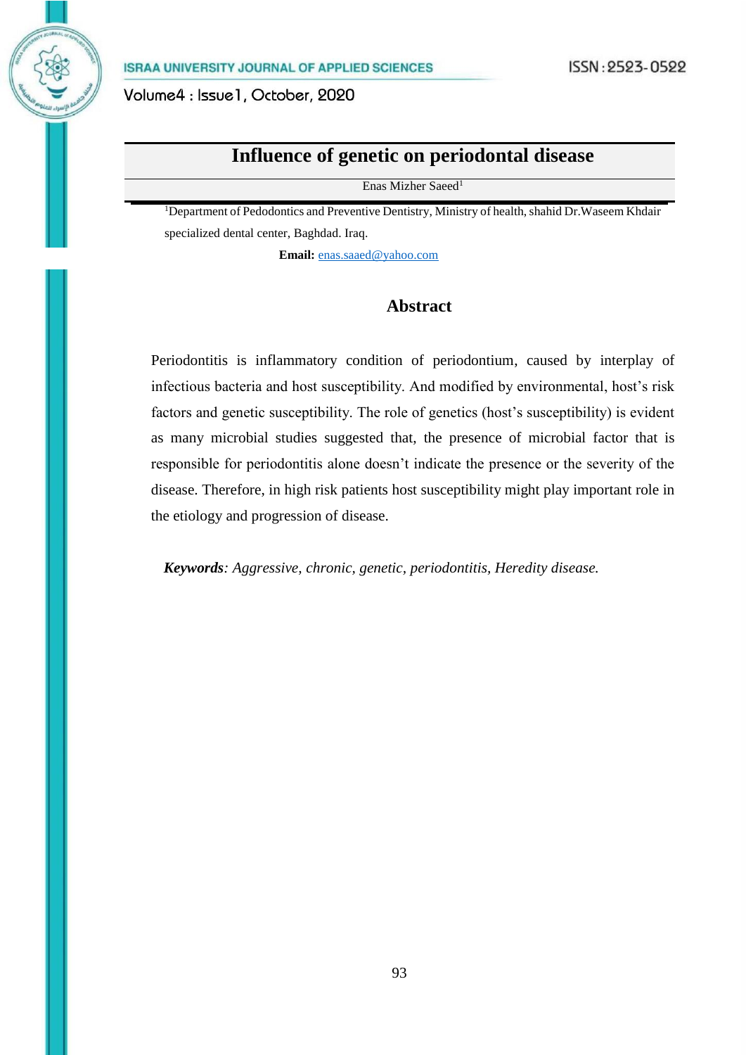# Influence of genetic on periodontal disease

Enas Mizher Saeed[1]

[1]Department of Pedodontics and Preventive Dentistry, Ministry of health, shahid Dr.Waseem Khdair specialized dental center, Baghdad. Iraq.

**Email:** enas.saaed@yahoo.com

## Abstract

Periodontitis is inflammatory condition of periodontium, caused by interplay of infectious bacteria and host susceptibility. And modified by environmental, host's risk factors and genetic susceptibility. The role of genetics (host's susceptibility) is evident as many microbial studies suggested that, the presence of microbial factor that is responsible for periodontitis alone doesn't indicate the presence or the severity of the disease. Therefore, in high risk patients host susceptibility might play important role in the etiology and progression of disease.

***Keywords**: Aggressive, chronic, genetic, periodontitis, Heredity disease.*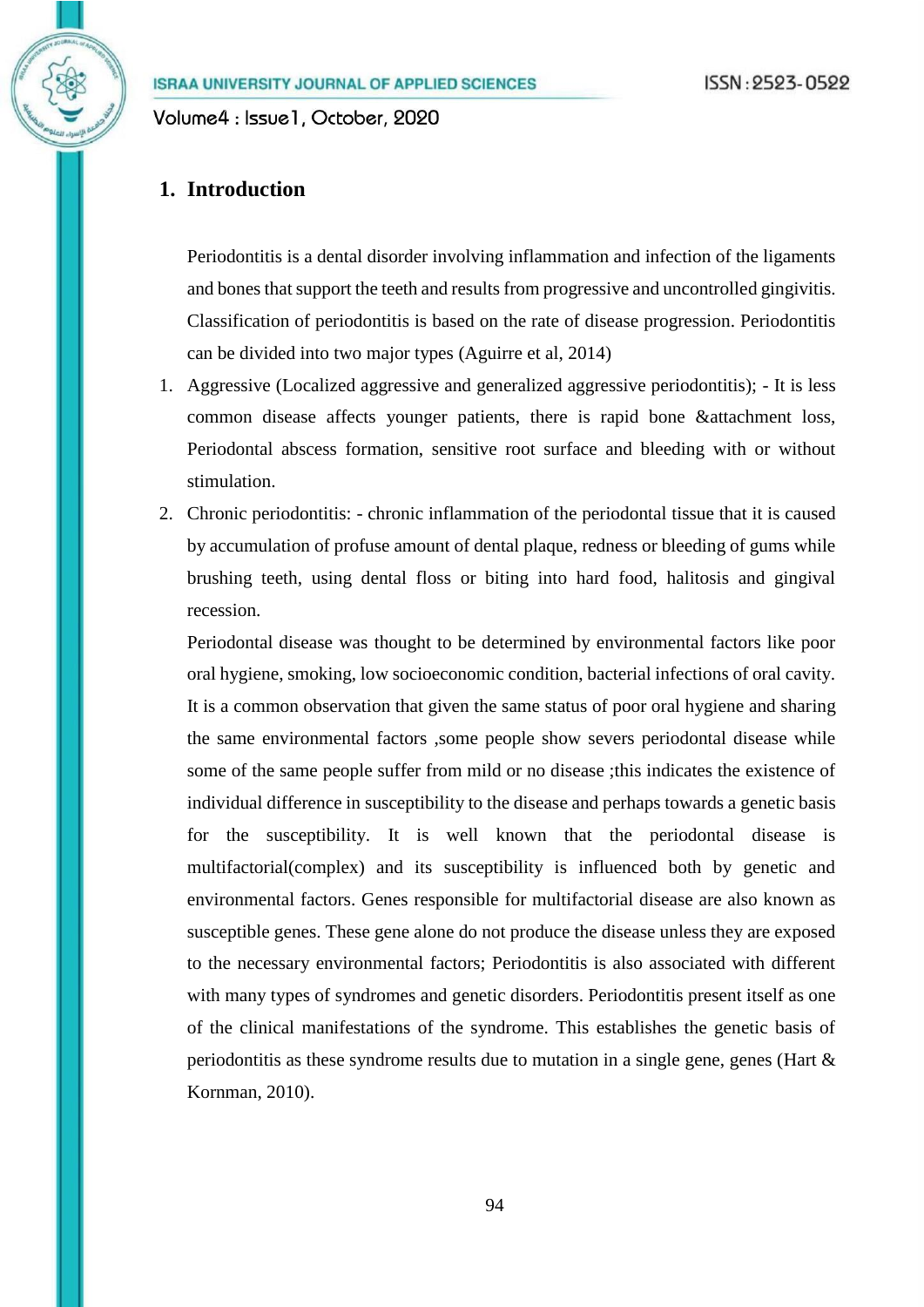## 1. Introduction

Periodontitis is a dental disorder involving inflammation and infection of the ligaments and bones that support the teeth and results from progressive and uncontrolled gingivitis. Classification of periodontitis is based on the rate of disease progression. Periodontitis can be divided into two major types (Aguirre et al, 2014)

1. Aggressive (Localized aggressive and generalized aggressive periodontitis); - It is less common disease affects younger patients, there is rapid bone &attachment loss, Periodontal abscess formation, sensitive root surface and bleeding with or without stimulation.
2. Chronic periodontitis: - chronic inflammation of the periodontal tissue that it is caused by accumulation of profuse amount of dental plaque, redness or bleeding of gums while brushing teeth, using dental floss or biting into hard food, halitosis and gingival recession.

Periodontal disease was thought to be determined by environmental factors like poor oral hygiene, smoking, low socioeconomic condition, bacterial infections of oral cavity. It is a common observation that given the same status of poor oral hygiene and sharing the same environmental factors ,some people show severs periodontal disease while some of the same people suffer from mild or no disease ;this indicates the existence of individual difference in susceptibility to the disease and perhaps towards a genetic basis for the susceptibility. It is well known that the periodontal disease is multifactorial(complex) and its susceptibility is influenced both by genetic and environmental factors. Genes responsible for multifactorial disease are also known as susceptible genes. These gene alone do not produce the disease unless they are exposed to the necessary environmental factors; Periodontitis is also associated with different with many types of syndromes and genetic disorders. Periodontitis present itself as one of the clinical manifestations of the syndrome. This establishes the genetic basis of periodontitis as these syndrome results due to mutation in a single gene, genes (Hart & Kornman, 2010).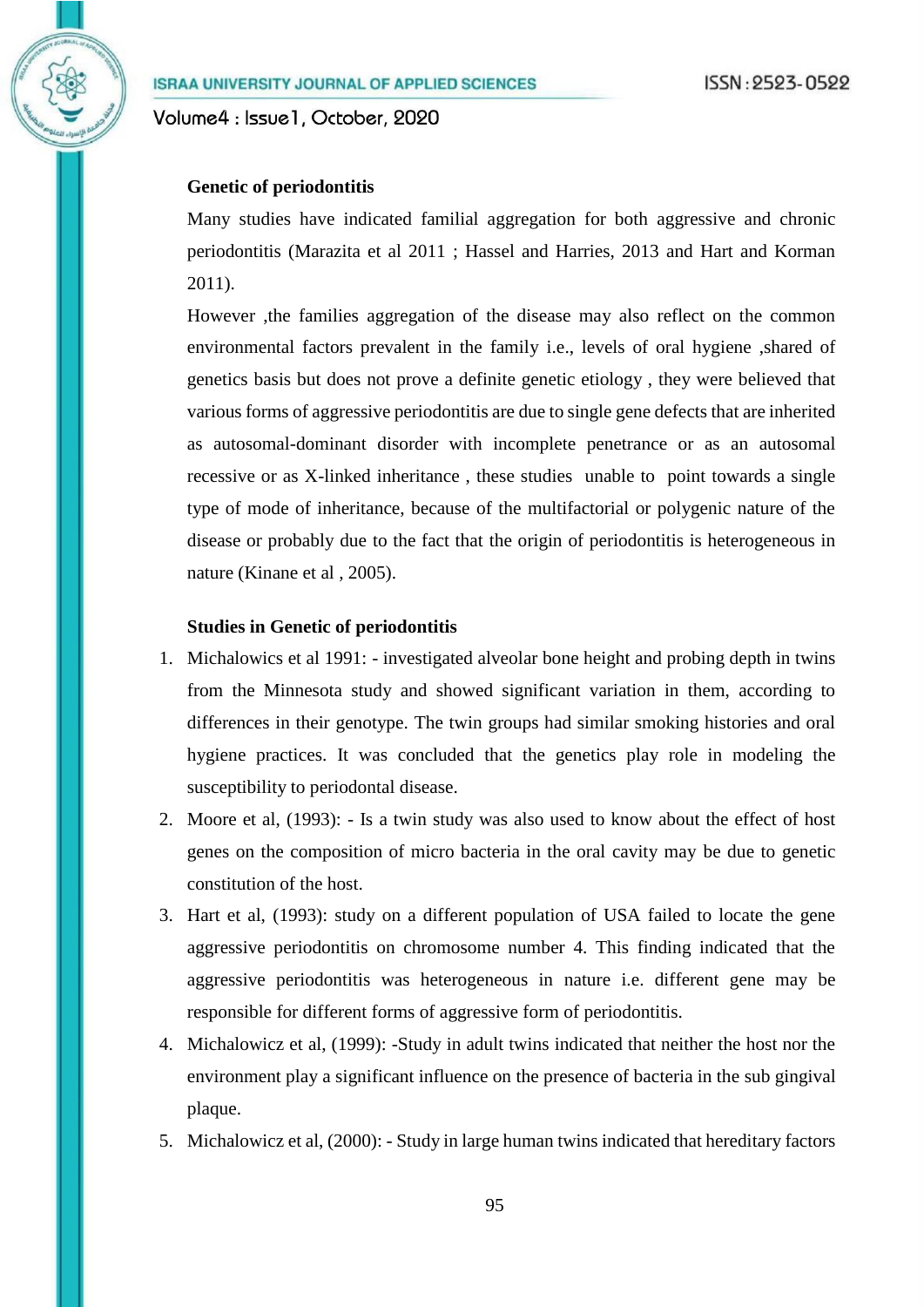**Genetic of periodontitis**

Many studies have indicated familial aggregation for both aggressive and chronic periodontitis (Marazita et al 2011 ; Hassel and Harries, 2013 and Hart and Korman 2011).

However ,the families aggregation of the disease may also reflect on the common environmental factors prevalent in the family i.e., levels of oral hygiene ,shared of genetics basis but does not prove a definite genetic etiology , they were believed that various forms of aggressive periodontitis are due to single gene defects that are inherited as autosomal-dominant disorder with incomplete penetrance or as an autosomal recessive or as X-linked inheritance , these studies unable to point towards a single type of mode of inheritance, because of the multifactorial or polygenic nature of the disease or probably due to the fact that the origin of periodontitis is heterogeneous in nature (Kinane et al , 2005).

**Studies in Genetic of periodontitis**

1. Michalowics et al 1991: - investigated alveolar bone height and probing depth in twins from the Minnesota study and showed significant variation in them, according to differences in their genotype. The twin groups had similar smoking histories and oral hygiene practices. It was concluded that the genetics play role in modeling the susceptibility to periodontal disease.
2. Moore et al, (1993): - Is a twin study was also used to know about the effect of host genes on the composition of micro bacteria in the oral cavity may be due to genetic constitution of the host.
3. Hart et al, (1993): study on a different population of USA failed to locate the gene aggressive periodontitis on chromosome number 4. This finding indicated that the aggressive periodontitis was heterogeneous in nature i.e. different gene may be responsible for different forms of aggressive form of periodontitis.
4. Michalowicz et al, (1999): -Study in adult twins indicated that neither the host nor the environment play a significant influence on the presence of bacteria in the sub gingival plaque.
5. Michalowicz et al, (2000): - Study in large human twins indicated that hereditary factors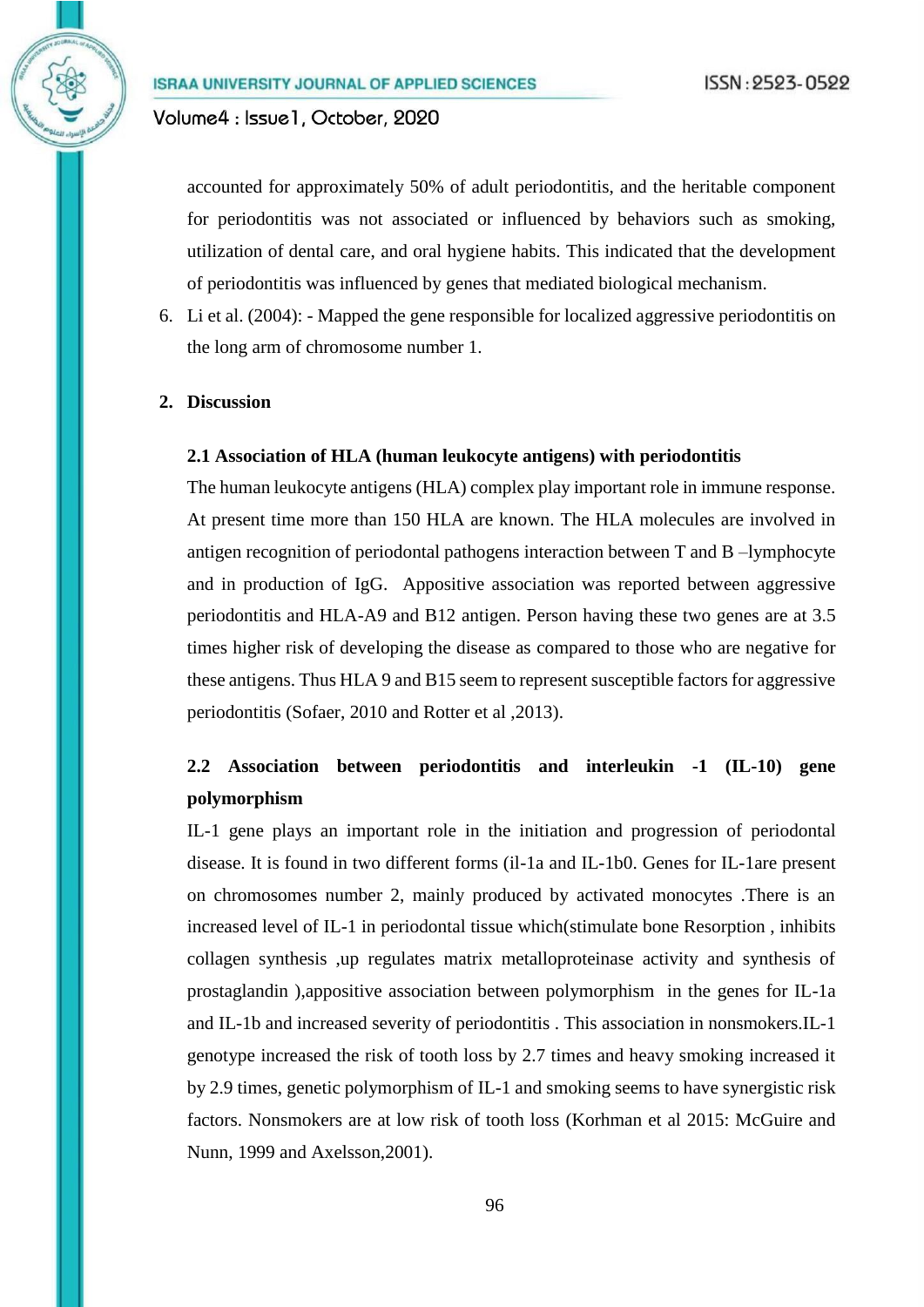accounted for approximately 50% of adult periodontitis, and the heritable component for periodontitis was not associated or influenced by behaviors such as smoking, utilization of dental care, and oral hygiene habits. This indicated that the development of periodontitis was influenced by genes that mediated biological mechanism.

6. Li et al. (2004): - Mapped the gene responsible for localized aggressive periodontitis on the long arm of chromosome number 1.

## 2. Discussion

### 2.1 Association of HLA (human leukocyte antigens) with periodontitis

The human leukocyte antigens (HLA) complex play important role in immune response. At present time more than 150 HLA are known. The HLA molecules are involved in antigen recognition of periodontal pathogens interaction between T and B –lymphocyte and in production of IgG. Appositive association was reported between aggressive periodontitis and HLA-A9 and B12 antigen. Person having these two genes are at 3.5 times higher risk of developing the disease as compared to those who are negative for these antigens. Thus HLA 9 and B15 seem to represent susceptible factors for aggressive periodontitis (Sofaer, 2010 and Rotter et al ,2013).

### 2.2 Association between periodontitis and interleukin -1 (IL-10) gene polymorphism

IL-1 gene plays an important role in the initiation and progression of periodontal disease. It is found in two different forms (il-1a and IL-1b0. Genes for IL-1are present on chromosomes number 2, mainly produced by activated monocytes .There is an increased level of IL-1 in periodontal tissue which(stimulate bone Resorption , inhibits collagen synthesis ,up regulates matrix metalloproteinase activity and synthesis of prostaglandin ),appositive association between polymorphism in the genes for IL-1a and IL-1b and increased severity of periodontitis . This association in nonsmokers.IL-1 genotype increased the risk of tooth loss by 2.7 times and heavy smoking increased it by 2.9 times, genetic polymorphism of IL-1 and smoking seems to have synergistic risk factors. Nonsmokers are at low risk of tooth loss (Korhman et al 2015: McGuire and Nunn, 1999 and Axelsson,2001).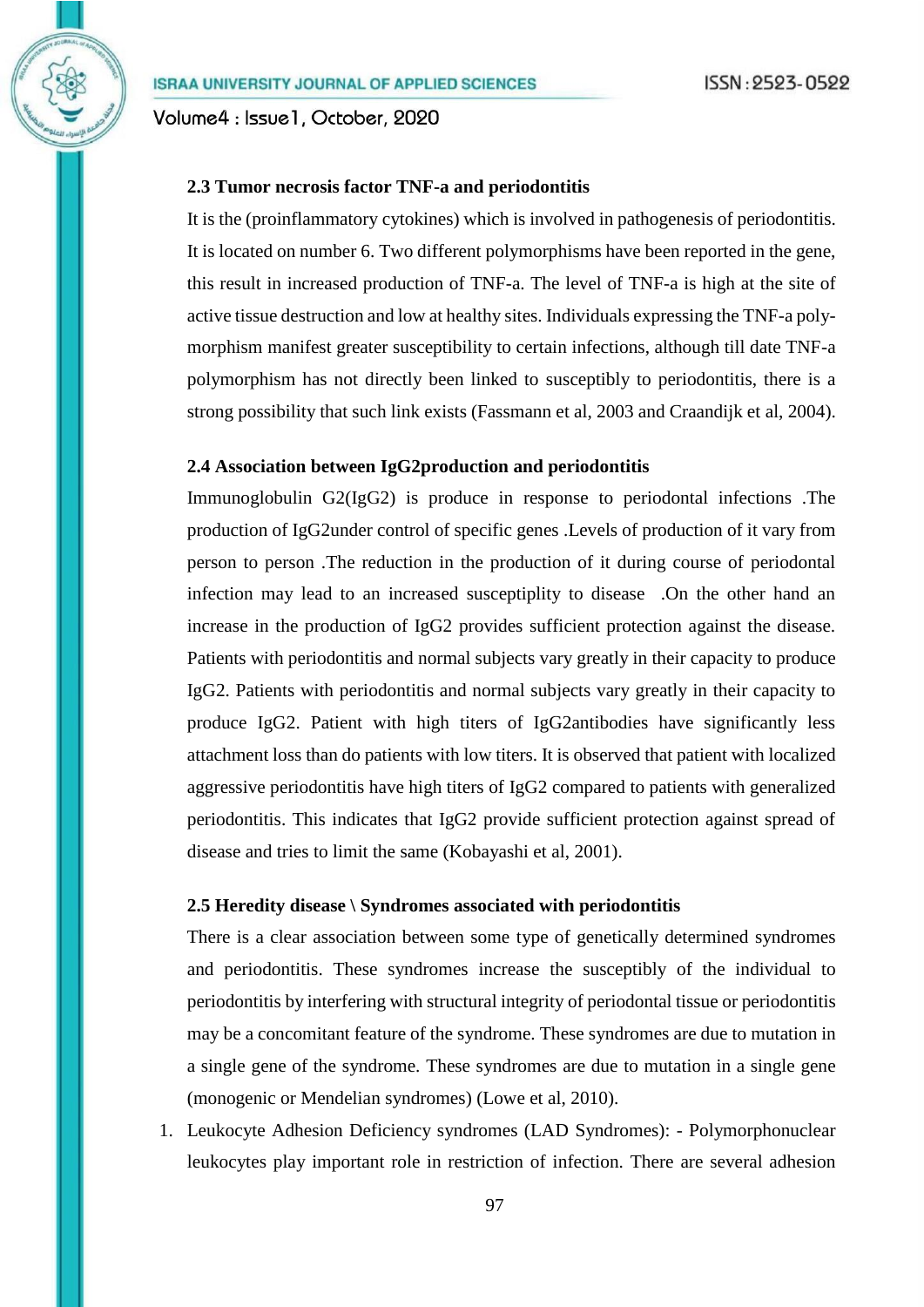### 2.3 Tumor necrosis factor TNF-a and periodontitis

It is the (proinflammatory cytokines) which is involved in pathogenesis of periodontitis. It is located on number 6. Two different polymorphisms have been reported in the gene, this result in increased production of TNF-a. The level of TNF-a is high at the site of active tissue destruction and low at healthy sites. Individuals expressing the TNF-a polymorphism manifest greater susceptibility to certain infections, although till date TNF-a polymorphism has not directly been linked to susceptibly to periodontitis, there is a strong possibility that such link exists (Fassmann et al, 2003 and Craandijk et al, 2004).

### 2.4 Association between IgG2production and periodontitis

Immunoglobulin G2(IgG2) is produce in response to periodontal infections .The production of IgG2under control of specific genes .Levels of production of it vary from person to person .The reduction in the production of it during course of periodontal infection may lead to an increased susceptiplity to disease .On the other hand an increase in the production of IgG2 provides sufficient protection against the disease. Patients with periodontitis and normal subjects vary greatly in their capacity to produce IgG2. Patients with periodontitis and normal subjects vary greatly in their capacity to produce IgG2. Patient with high titers of IgG2antibodies have significantly less attachment loss than do patients with low titers. It is observed that patient with localized aggressive periodontitis have high titers of IgG2 compared to patients with generalized periodontitis. This indicates that IgG2 provide sufficient protection against spread of disease and tries to limit the same (Kobayashi et al, 2001).

### 2.5 Heredity disease \ Syndromes associated with periodontitis

There is a clear association between some type of genetically determined syndromes and periodontitis. These syndromes increase the susceptibly of the individual to periodontitis by interfering with structural integrity of periodontal tissue or periodontitis may be a concomitant feature of the syndrome. These syndromes are due to mutation in a single gene of the syndrome. These syndromes are due to mutation in a single gene (monogenic or Mendelian syndromes) (Lowe et al, 2010).

1. Leukocyte Adhesion Deficiency syndromes (LAD Syndromes): - Polymorphonuclear leukocytes play important role in restriction of infection. There are several adhesion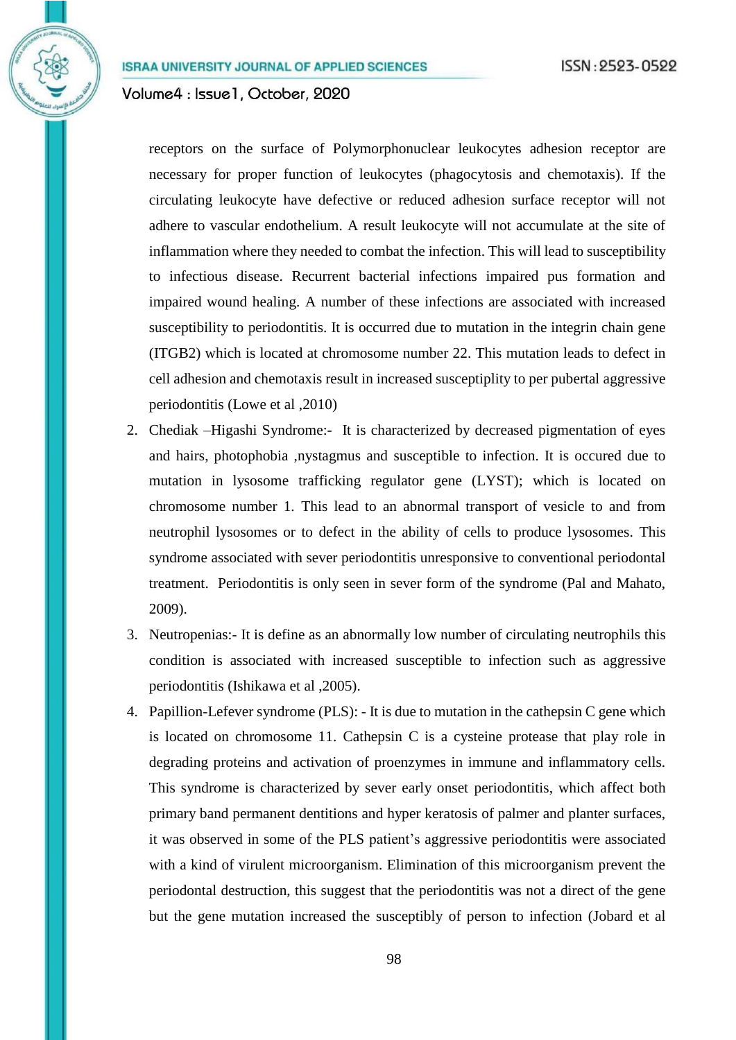receptors on the surface of Polymorphonuclear leukocytes adhesion receptor are necessary for proper function of leukocytes (phagocytosis and chemotaxis). If the circulating leukocyte have defective or reduced adhesion surface receptor will not adhere to vascular endothelium. A result leukocyte will not accumulate at the site of inflammation where they needed to combat the infection. This will lead to susceptibility to infectious disease. Recurrent bacterial infections impaired pus formation and impaired wound healing. A number of these infections are associated with increased susceptibility to periodontitis. It is occurred due to mutation in the integrin chain gene (ITGB2) which is located at chromosome number 22. This mutation leads to defect in cell adhesion and chemotaxis result in increased susceptiplity to per pubertal aggressive periodontitis (Lowe et al ,2010)

2. Chediak –Higashi Syndrome:- It is characterized by decreased pigmentation of eyes and hairs, photophobia ,nystagmus and susceptible to infection. It is occured due to mutation in lysosome trafficking regulator gene (LYST); which is located on chromosome number 1. This lead to an abnormal transport of vesicle to and from neutrophil lysosomes or to defect in the ability of cells to produce lysosomes. This syndrome associated with sever periodontitis unresponsive to conventional periodontal treatment. Periodontitis is only seen in sever form of the syndrome (Pal and Mahato, 2009).
3. Neutropenias:- It is define as an abnormally low number of circulating neutrophils this condition is associated with increased susceptible to infection such as aggressive periodontitis (Ishikawa et al ,2005).
4. Papillion-Lefever syndrome (PLS): - It is due to mutation in the cathepsin C gene which is located on chromosome 11. Cathepsin C is a cysteine protease that play role in degrading proteins and activation of proenzymes in immune and inflammatory cells. This syndrome is characterized by sever early onset periodontitis, which affect both primary band permanent dentitions and hyper keratosis of palmer and planter surfaces, it was observed in some of the PLS patient's aggressive periodontitis were associated with a kind of virulent microorganism. Elimination of this microorganism prevent the periodontal destruction, this suggest that the periodontitis was not a direct of the gene but the gene mutation increased the susceptibly of person to infection (Jobard et al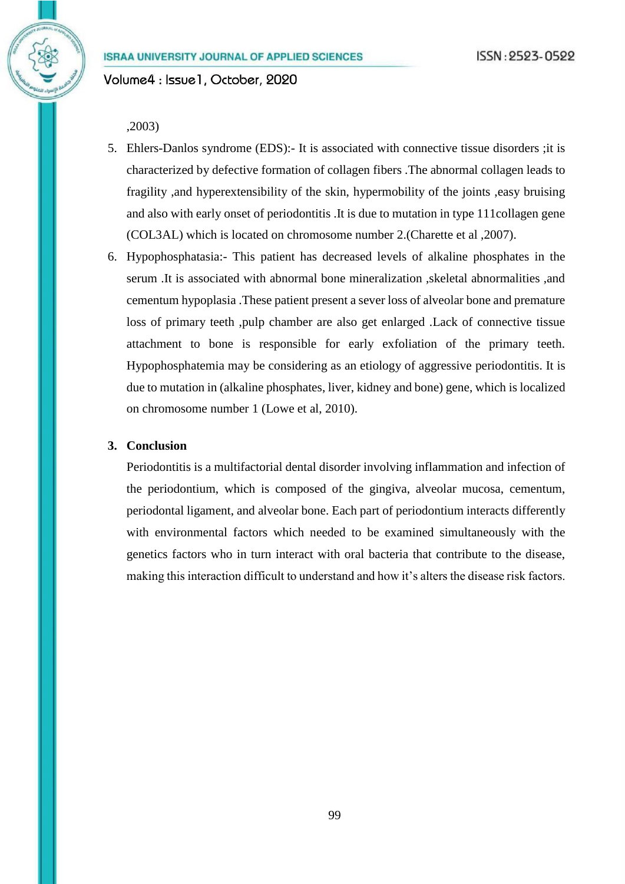,2003)

5. Ehlers-Danlos syndrome (EDS):- It is associated with connective tissue disorders ;it is characterized by defective formation of collagen fibers .The abnormal collagen leads to fragility ,and hyperextensibility of the skin, hypermobility of the joints ,easy bruising and also with early onset of periodontitis .It is due to mutation in type 111collagen gene (COL3AL) which is located on chromosome number 2.(Charette et al ,2007).
6. Hypophosphatasia:- This patient has decreased levels of alkaline phosphates in the serum .It is associated with abnormal bone mineralization ,skeletal abnormalities ,and cementum hypoplasia .These patient present a sever loss of alveolar bone and premature loss of primary teeth ,pulp chamber are also get enlarged .Lack of connective tissue attachment to bone is responsible for early exfoliation of the primary teeth. Hypophosphatemia may be considering as an etiology of aggressive periodontitis. It is due to mutation in (alkaline phosphates, liver, kidney and bone) gene, which is localized on chromosome number 1 (Lowe et al, 2010).

## 3. Conclusion

Periodontitis is a multifactorial dental disorder involving inflammation and infection of the periodontium, which is composed of the gingiva, alveolar mucosa, cementum, periodontal ligament, and alveolar bone. Each part of periodontium interacts differently with environmental factors which needed to be examined simultaneously with the genetics factors who in turn interact with oral bacteria that contribute to the disease, making this interaction difficult to understand and how it's alters the disease risk factors.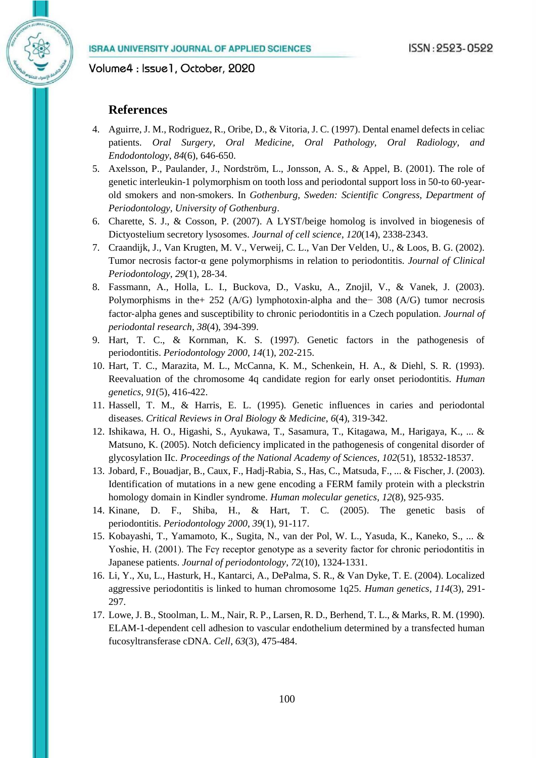## References

4. Aguirre, J. M., Rodriguez, R., Oribe, D., & Vitoria, J. C. (1997). Dental enamel defects in celiac patients. *Oral Surgery, Oral Medicine, Oral Pathology, Oral Radiology, and Endodontology*, *84*(6), 646-650.
5. Axelsson, P., Paulander, J., Nordström, L., Jonsson, A. S., & Appel, B. (2001). The role of genetic interleukin-1 polymorphism on tooth loss and periodontal support loss in 50-to 60-year-old smokers and non-smokers. In *Gothenburg, Sweden: Scientific Congress, Department of Periodontology, University of Gothenburg*.
6. Charette, S. J., & Cosson, P. (2007). A LYST/beige homolog is involved in biogenesis of Dictyostelium secretory lysosomes. *Journal of cell science*, *120*(14), 2338-2343.
7. Craandijk, J., Van Krugten, M. V., Verweij, C. L., Van Der Velden, U., & Loos, B. G. (2002). Tumor necrosis factor-α gene polymorphisms in relation to periodontitis. *Journal of Clinical Periodontology*, *29*(1), 28-34.
8. Fassmann, A., Holla, L. I., Buckova, D., Vasku, A., Znojil, V., & Vanek, J. (2003). Polymorphisms in the+ 252 (A/G) lymphotoxin-alpha and the− 308 (A/G) tumor necrosis factor-alpha genes and susceptibility to chronic periodontitis in a Czech population. *Journal of periodontal research*, *38*(4), 394-399.
9. Hart, T. C., & Kornman, K. S. (1997). Genetic factors in the pathogenesis of periodontitis. *Periodontology 2000*, *14*(1), 202-215.
10. Hart, T. C., Marazita, M. L., McCanna, K. M., Schenkein, H. A., & Diehl, S. R. (1993). Reevaluation of the chromosome 4q candidate region for early onset periodontitis. *Human genetics*, *91*(5), 416-422.
11. Hassell, T. M., & Harris, E. L. (1995). Genetic influences in caries and periodontal diseases. *Critical Reviews in Oral Biology & Medicine*, *6*(4), 319-342.
12. Ishikawa, H. O., Higashi, S., Ayukawa, T., Sasamura, T., Kitagawa, M., Harigaya, K., ... & Matsuno, K. (2005). Notch deficiency implicated in the pathogenesis of congenital disorder of glycosylation IIc. *Proceedings of the National Academy of Sciences*, *102*(51), 18532-18537.
13. Jobard, F., Bouadjar, B., Caux, F., Hadj-Rabia, S., Has, C., Matsuda, F., ... & Fischer, J. (2003). Identification of mutations in a new gene encoding a FERM family protein with a pleckstrin homology domain in Kindler syndrome. *Human molecular genetics*, *12*(8), 925-935.
14. Kinane, D. F., Shiba, H., & Hart, T. C. (2005). The genetic basis of periodontitis. *Periodontology 2000*, *39*(1), 91-117.
15. Kobayashi, T., Yamamoto, K., Sugita, N., van der Pol, W. L., Yasuda, K., Kaneko, S., ... & Yoshie, H. (2001). The Fcγ receptor genotype as a severity factor for chronic periodontitis in Japanese patients. *Journal of periodontology*, *72*(10), 1324-1331.
16. Li, Y., Xu, L., Hasturk, H., Kantarci, A., DePalma, S. R., & Van Dyke, T. E. (2004). Localized aggressive periodontitis is linked to human chromosome 1q25. *Human genetics*, *114*(3), 291-297.
17. Lowe, J. B., Stoolman, L. M., Nair, R. P., Larsen, R. D., Berhend, T. L., & Marks, R. M. (1990). ELAM-1-dependent cell adhesion to vascular endothelium determined by a transfected human fucosyltransferase cDNA. *Cell*, *63*(3), 475-484.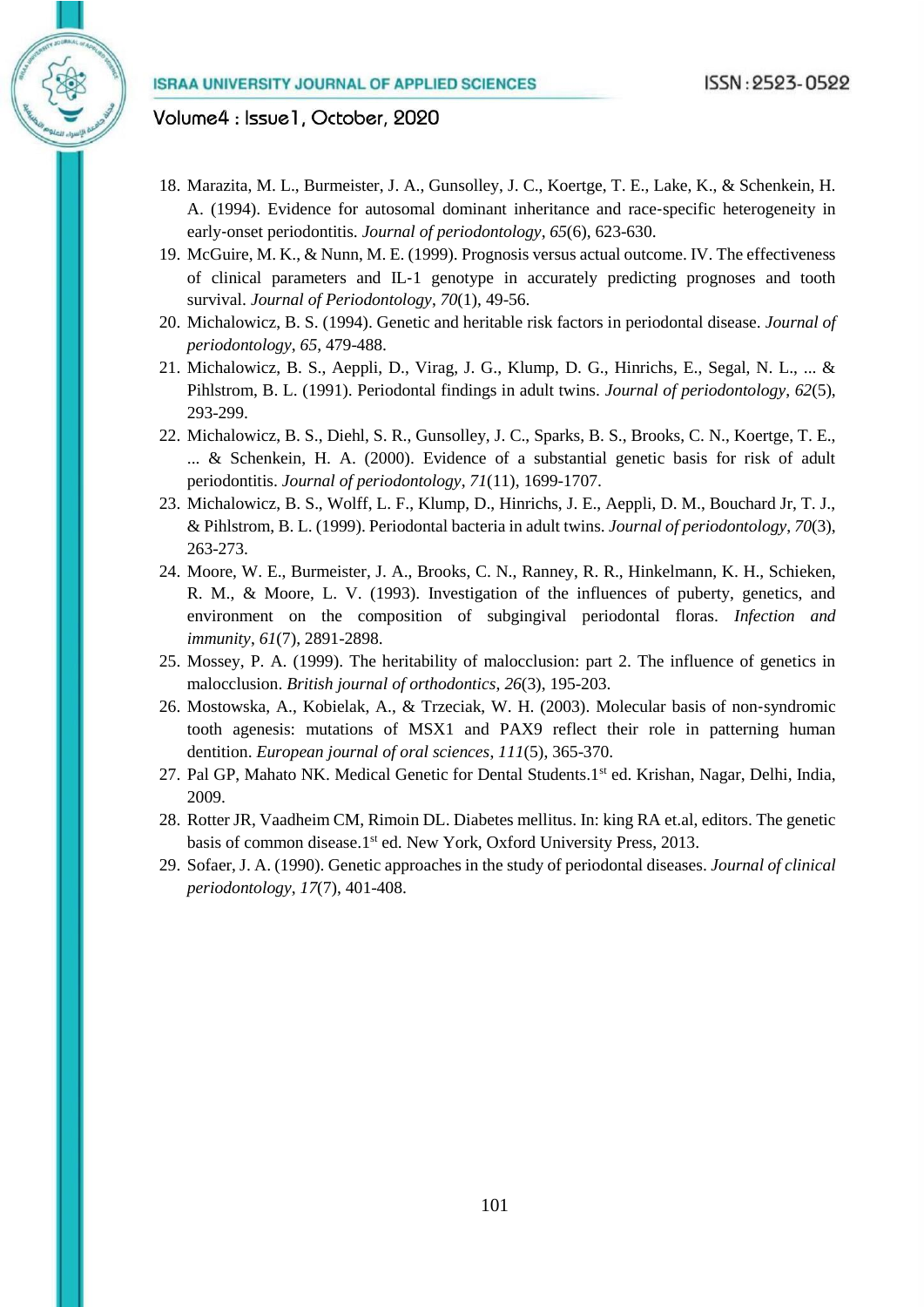18. Marazita, M. L., Burmeister, J. A., Gunsolley, J. C., Koertge, T. E., Lake, K., & Schenkein, H. A. (1994). Evidence for autosomal dominant inheritance and race-specific heterogeneity in early-onset periodontitis. *Journal of periodontology*, *65*(6), 623-630.
19. McGuire, M. K., & Nunn, M. E. (1999). Prognosis versus actual outcome. IV. The effectiveness of clinical parameters and IL-1 genotype in accurately predicting prognoses and tooth survival. *Journal of Periodontology*, *70*(1), 49-56.
20. Michalowicz, B. S. (1994). Genetic and heritable risk factors in periodontal disease. *Journal of periodontology*, *65*, 479-488.
21. Michalowicz, B. S., Aeppli, D., Virag, J. G., Klump, D. G., Hinrichs, E., Segal, N. L., ... & Pihlstrom, B. L. (1991). Periodontal findings in adult twins. *Journal of periodontology*, *62*(5), 293-299.
22. Michalowicz, B. S., Diehl, S. R., Gunsolley, J. C., Sparks, B. S., Brooks, C. N., Koertge, T. E., ... & Schenkein, H. A. (2000). Evidence of a substantial genetic basis for risk of adult periodontitis. *Journal of periodontology*, *71*(11), 1699-1707.
23. Michalowicz, B. S., Wolff, L. F., Klump, D., Hinrichs, J. E., Aeppli, D. M., Bouchard Jr, T. J., & Pihlstrom, B. L. (1999). Periodontal bacteria in adult twins. *Journal of periodontology*, *70*(3), 263-273.
24. Moore, W. E., Burmeister, J. A., Brooks, C. N., Ranney, R. R., Hinkelmann, K. H., Schieken, R. M., & Moore, L. V. (1993). Investigation of the influences of puberty, genetics, and environment on the composition of subgingival periodontal floras. *Infection and immunity*, *61*(7), 2891-2898.
25. Mossey, P. A. (1999). The heritability of malocclusion: part 2. The influence of genetics in malocclusion. *British journal of orthodontics*, *26*(3), 195-203.
26. Mostowska, A., Kobielak, A., & Trzeciak, W. H. (2003). Molecular basis of non-syndromic tooth agenesis: mutations of MSX1 and PAX9 reflect their role in patterning human dentition. *European journal of oral sciences*, *111*(5), 365-370.
27. Pal GP, Mahato NK. Medical Genetic for Dental Students.1st ed. Krishan, Nagar, Delhi, India, 2009.
28. Rotter JR, Vaadheim CM, Rimoin DL. Diabetes mellitus. In: king RA et.al, editors. The genetic basis of common disease.1st ed. New York, Oxford University Press, 2013.
29. Sofaer, J. A. (1990). Genetic approaches in the study of periodontal diseases. *Journal of clinical periodontology*, *17*(7), 401-408.